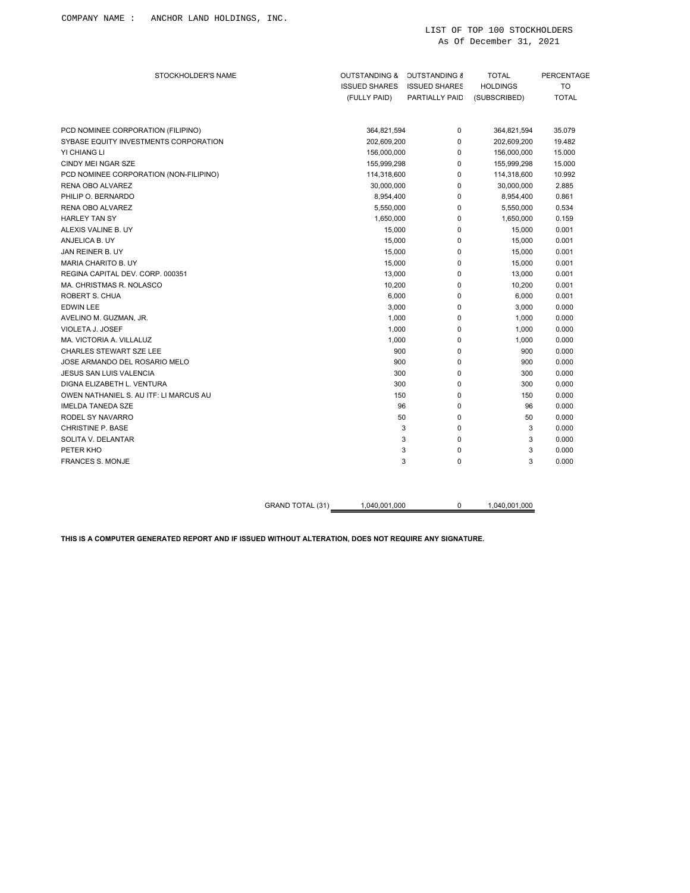COMPANY NAME : ANCHOR LAND HOLDINGS, INC.

LIST OF TOP 100 STOCKHOLDERS
As Of December 31, 2021

| STOCKHOLDER'S NAME | OUTSTANDING & ISSUED SHARES (FULLY PAID) | OUTSTANDING & ISSUED SHARES PARTIALLY PAID | TOTAL HOLDINGS (SUBSCRIBED) | PERCENTAGE TO TOTAL |
|---|---|---|---|---|
| PCD NOMINEE CORPORATION (FILIPINO) | 364,821,594 | 0 | 364,821,594 | 35.079 |
| SYBASE EQUITY INVESTMENTS CORPORATION | 202,609,200 | 0 | 202,609,200 | 19.482 |
| YI CHIANG LI | 156,000,000 | 0 | 156,000,000 | 15.000 |
| CINDY MEI NGAR SZE | 155,999,298 | 0 | 155,999,298 | 15.000 |
| PCD NOMINEE CORPORATION (NON-FILIPINO) | 114,318,600 | 0 | 114,318,600 | 10.992 |
| RENA OBO ALVAREZ | 30,000,000 | 0 | 30,000,000 | 2.885 |
| PHILIP O. BERNARDO | 8,954,400 | 0 | 8,954,400 | 0.861 |
| RENA OBO ALVAREZ | 5,550,000 | 0 | 5,550,000 | 0.534 |
| HARLEY TAN SY | 1,650,000 | 0 | 1,650,000 | 0.159 |
| ALEXIS VALINE B. UY | 15,000 | 0 | 15,000 | 0.001 |
| ANJELICA B. UY | 15,000 | 0 | 15,000 | 0.001 |
| JAN REINER B. UY | 15,000 | 0 | 15,000 | 0.001 |
| MARIA CHARITO B. UY | 15,000 | 0 | 15,000 | 0.001 |
| REGINA CAPITAL DEV. CORP. 000351 | 13,000 | 0 | 13,000 | 0.001 |
| MA. CHRISTMAS R. NOLASCO | 10,200 | 0 | 10,200 | 0.001 |
| ROBERT S. CHUA | 6,000 | 0 | 6,000 | 0.001 |
| EDWIN LEE | 3,000 | 0 | 3,000 | 0.000 |
| AVELINO M. GUZMAN, JR. | 1,000 | 0 | 1,000 | 0.000 |
| VIOLETA J. JOSEF | 1,000 | 0 | 1,000 | 0.000 |
| MA. VICTORIA A. VILLALUZ | 1,000 | 0 | 1,000 | 0.000 |
| CHARLES STEWART SZE LEE | 900 | 0 | 900 | 0.000 |
| JOSE ARMANDO DEL ROSARIO MELO | 900 | 0 | 900 | 0.000 |
| JESUS SAN LUIS VALENCIA | 300 | 0 | 300 | 0.000 |
| DIGNA ELIZABETH L. VENTURA | 300 | 0 | 300 | 0.000 |
| OWEN NATHANIEL S. AU ITF: LI MARCUS AU | 150 | 0 | 150 | 0.000 |
| IMELDA TANEDA SZE | 96 | 0 | 96 | 0.000 |
| RODEL SY NAVARRO | 50 | 0 | 50 | 0.000 |
| CHRISTINE P. BASE | 3 | 0 | 3 | 0.000 |
| SOLITA V. DELANTAR | 3 | 0 | 3 | 0.000 |
| PETER KHO | 3 | 0 | 3 | 0.000 |
| FRANCES S. MONJE | 3 | 0 | 3 | 0.000 |
| GRAND TOTAL (31) | 1,040,001,000 | 0 | 1,040,001,000 | |

**THIS IS A COMPUTER GENERATED REPORT AND IF ISSUED WITHOUT ALTERATION, DOES NOT REQUIRE ANY SIGNATURE.**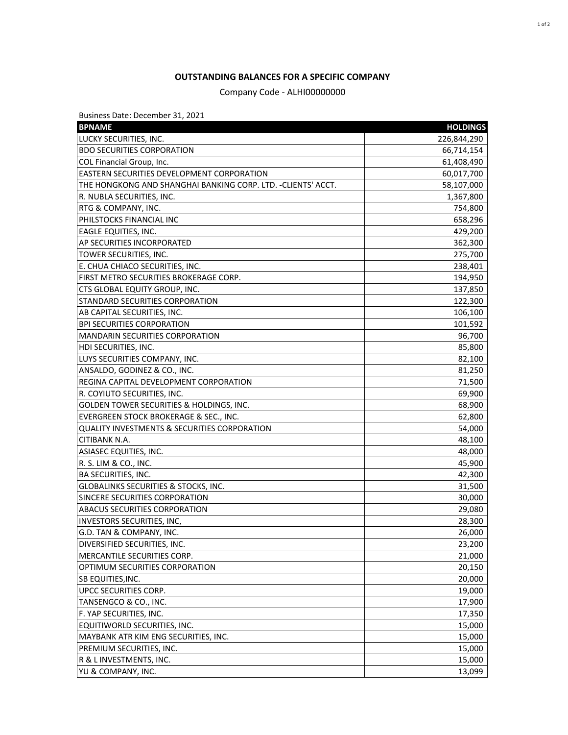**OUTSTANDING BALANCES FOR A SPECIFIC COMPANY**

Company Code - ALHI00000000

Business Date: December 31, 2021

| BPNAME | HOLDINGS |
|---|---|
| LUCKY SECURITIES, INC. | 226,844,290 |
| BDO SECURITIES CORPORATION | 66,714,154 |
| COL Financial Group, Inc. | 61,408,490 |
| EASTERN SECURITIES DEVELOPMENT CORPORATION | 60,017,700 |
| THE HONGKONG AND SHANGHAI BANKING CORP. LTD. -CLIENTS' ACCT. | 58,107,000 |
| R. NUBLA SECURITIES, INC. | 1,367,800 |
| RTG & COMPANY, INC. | 754,800 |
| PHILSTOCKS FINANCIAL INC | 658,296 |
| EAGLE EQUITIES, INC. | 429,200 |
| AP SECURITIES INCORPORATED | 362,300 |
| TOWER SECURITIES, INC. | 275,700 |
| E. CHUA CHIACO SECURITIES, INC. | 238,401 |
| FIRST METRO SECURITIES BROKERAGE CORP. | 194,950 |
| CTS GLOBAL EQUITY GROUP, INC. | 137,850 |
| STANDARD SECURITIES CORPORATION | 122,300 |
| AB CAPITAL SECURITIES, INC. | 106,100 |
| BPI SECURITIES CORPORATION | 101,592 |
| MANDARIN SECURITIES CORPORATION | 96,700 |
| HDI SECURITIES, INC. | 85,800 |
| LUYS SECURITIES COMPANY, INC. | 82,100 |
| ANSALDO, GODINEZ & CO., INC. | 81,250 |
| REGINA CAPITAL DEVELOPMENT CORPORATION | 71,500 |
| R. COYIUTO SECURITIES, INC. | 69,900 |
| GOLDEN TOWER SECURITIES & HOLDINGS, INC. | 68,900 |
| EVERGREEN STOCK BROKERAGE & SEC., INC. | 62,800 |
| QUALITY INVESTMENTS & SECURITIES CORPORATION | 54,000 |
| CITIBANK N.A. | 48,100 |
| ASIASEC EQUITIES, INC. | 48,000 |
| R. S. LIM & CO., INC. | 45,900 |
| BA SECURITIES, INC. | 42,300 |
| GLOBALINKS SECURITIES & STOCKS, INC. | 31,500 |
| SINCERE SECURITIES CORPORATION | 30,000 |
| ABACUS SECURITIES CORPORATION | 29,080 |
| INVESTORS SECURITIES, INC, | 28,300 |
| G.D. TAN & COMPANY, INC. | 26,000 |
| DIVERSIFIED SECURITIES, INC. | 23,200 |
| MERCANTILE SECURITIES CORP. | 21,000 |
| OPTIMUM SECURITIES CORPORATION | 20,150 |
| SB EQUITIES,INC. | 20,000 |
| UPCC SECURITIES CORP. | 19,000 |
| TANSENGCO & CO., INC. | 17,900 |
| F. YAP SECURITIES, INC. | 17,350 |
| EQUITIWORLD SECURITIES, INC. | 15,000 |
| MAYBANK ATR KIM ENG SECURITIES, INC. | 15,000 |
| PREMIUM SECURITIES, INC. | 15,000 |
| R & L INVESTMENTS, INC. | 15,000 |
| YU & COMPANY, INC. | 13,099 |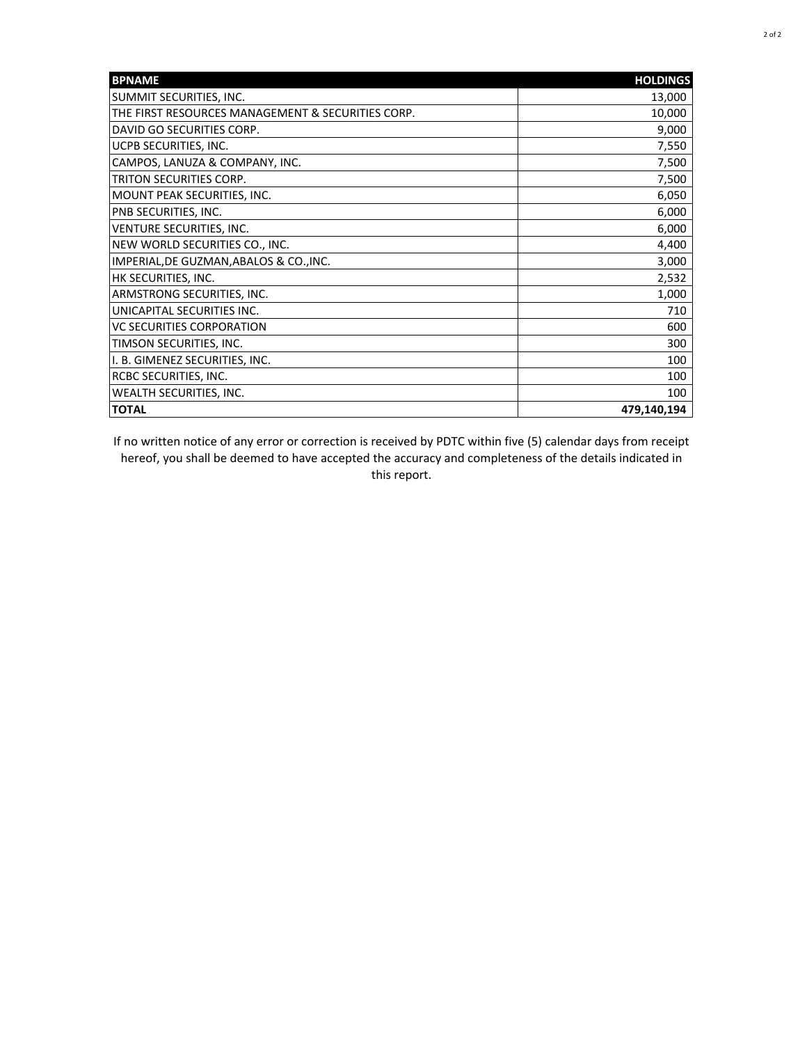| BPNAME | HOLDINGS |
|---|---|
| SUMMIT SECURITIES, INC. | 13,000 |
| THE FIRST RESOURCES MANAGEMENT & SECURITIES CORP. | 10,000 |
| DAVID GO SECURITIES CORP. | 9,000 |
| UCPB SECURITIES, INC. | 7,550 |
| CAMPOS, LANUZA & COMPANY, INC. | 7,500 |
| TRITON SECURITIES CORP. | 7,500 |
| MOUNT PEAK SECURITIES, INC. | 6,050 |
| PNB SECURITIES, INC. | 6,000 |
| VENTURE SECURITIES, INC. | 6,000 |
| NEW WORLD SECURITIES CO., INC. | 4,400 |
| IMPERIAL,DE GUZMAN,ABALOS & CO.,INC. | 3,000 |
| HK SECURITIES, INC. | 2,532 |
| ARMSTRONG SECURITIES, INC. | 1,000 |
| UNICAPITAL SECURITIES INC. | 710 |
| VC SECURITIES CORPORATION | 600 |
| TIMSON SECURITIES, INC. | 300 |
| I. B. GIMENEZ SECURITIES, INC. | 100 |
| RCBC SECURITIES, INC. | 100 |
| WEALTH SECURITIES, INC. | 100 |
| **TOTAL** | **479,140,194** |

If no written notice of any error or correction is received by PDTC within five (5) calendar days from receipt hereof, you shall be deemed to have accepted the accuracy and completeness of the details indicated in this report.